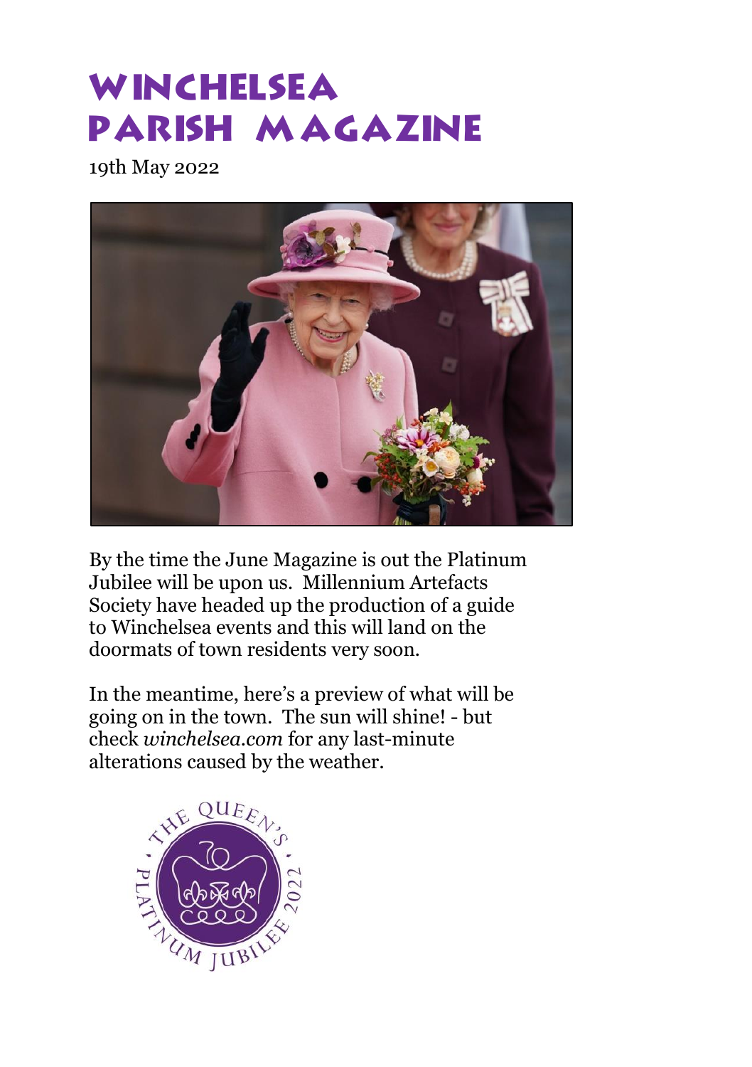# Winchelsea Parish Magazine

19th May 2022

By the time the June Magazine is out the Platinum Jubilee will be upon us. Millennium Artefacts Society have headed up the production of a guide to Winchelsea events and this will land on the doormats of town residents very soon.

In the meantime, here's a preview of what will be going on in the town. The sun will shine! - but check *winchelsea.com* for any last-minute alterations caused by the weather.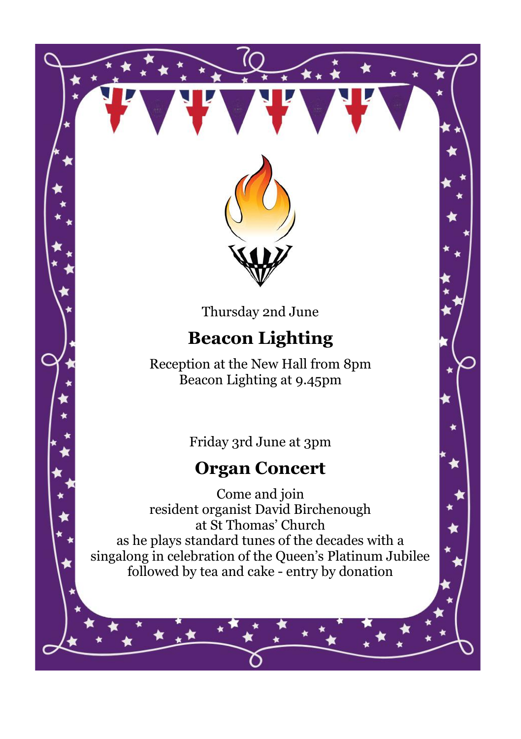Thursday 2nd June

## Beacon Lighting

Reception at the New Hall from 8pm
Beacon Lighting at 9.45pm

Friday 3rd June at 3pm

## Organ Concert

Come and join
resident organist David Birchenough
at St Thomas' Church
as he plays standard tunes of the decades with a singalong in celebration of the Queen's Platinum Jubilee followed by tea and cake - entry by donation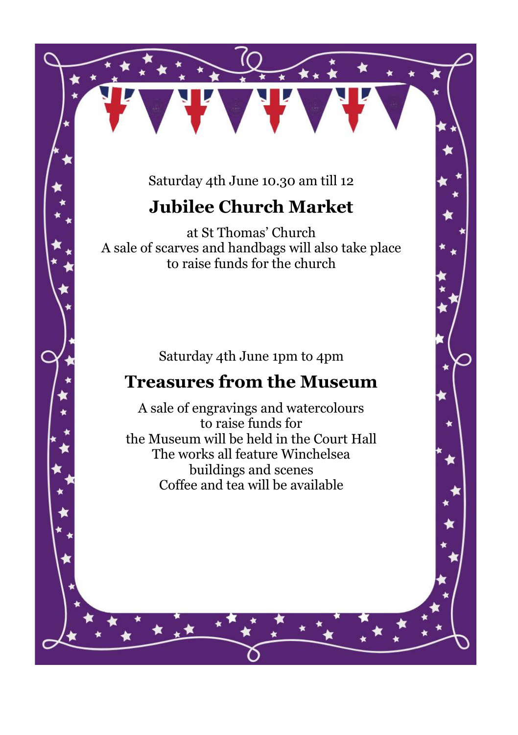Saturday 4th June 10.30 am till 12

## Jubilee Church Market

at St Thomas' Church
A sale of scarves and handbags will also take place
to raise funds for the church

Saturday 4th June 1pm to 4pm

## Treasures from the Museum

A sale of engravings and watercolours
to raise funds for
the Museum will be held in the Court Hall
The works all feature Winchelsea
buildings and scenes
Coffee and tea will be available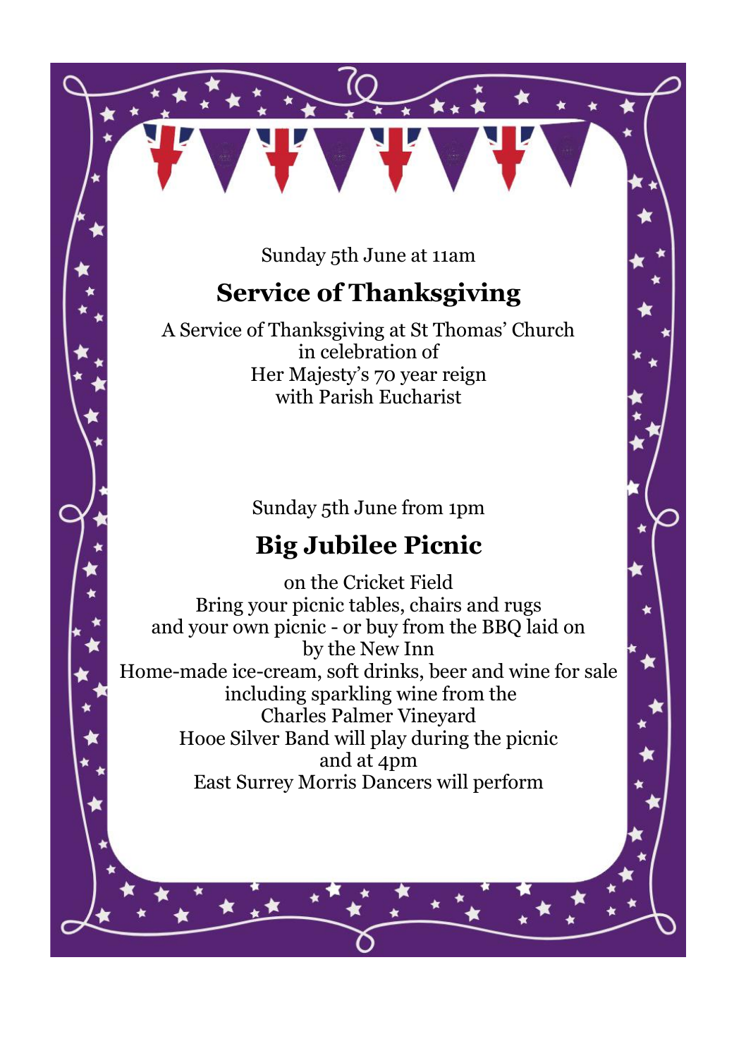Sunday 5th June at 11am

## Service of Thanksgiving

A Service of Thanksgiving at St Thomas' Church
in celebration of
Her Majesty's 70 year reign
with Parish Eucharist

Sunday 5th June from 1pm

## Big Jubilee Picnic

on the Cricket Field
Bring your picnic tables, chairs and rugs
and your own picnic - or buy from the BBQ laid on
by the New Inn
Home-made ice-cream, soft drinks, beer and wine for sale
including sparkling wine from the
Charles Palmer Vineyard
Hooe Silver Band will play during the picnic
and at 4pm
East Surrey Morris Dancers will perform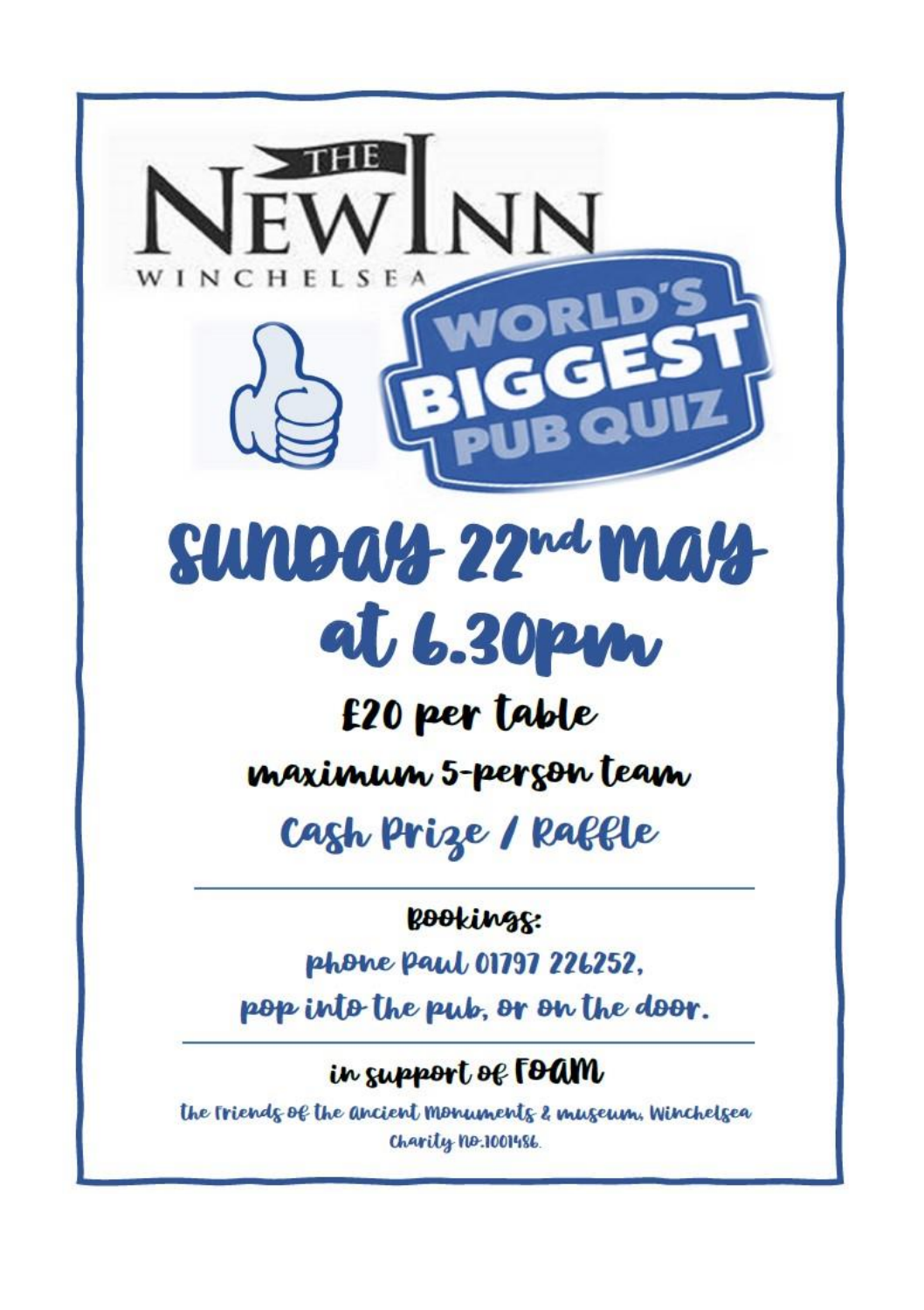# THE NEW INN

WINCHELSEA

# WORLD'S BIGGEST PUB QUIZ

## Sunday 22nd May at 6.30pm

**£20 per table**

**maximum 5-person team**

**Cash Prize / Raffle**

---

**Bookings:**

phone Paul 01797 226252,

pop into the pub, or on the door.

---

in support of **FOAM**

the Friends of the Ancient Monuments & Museum, Winchelsea

Charity No.1001486.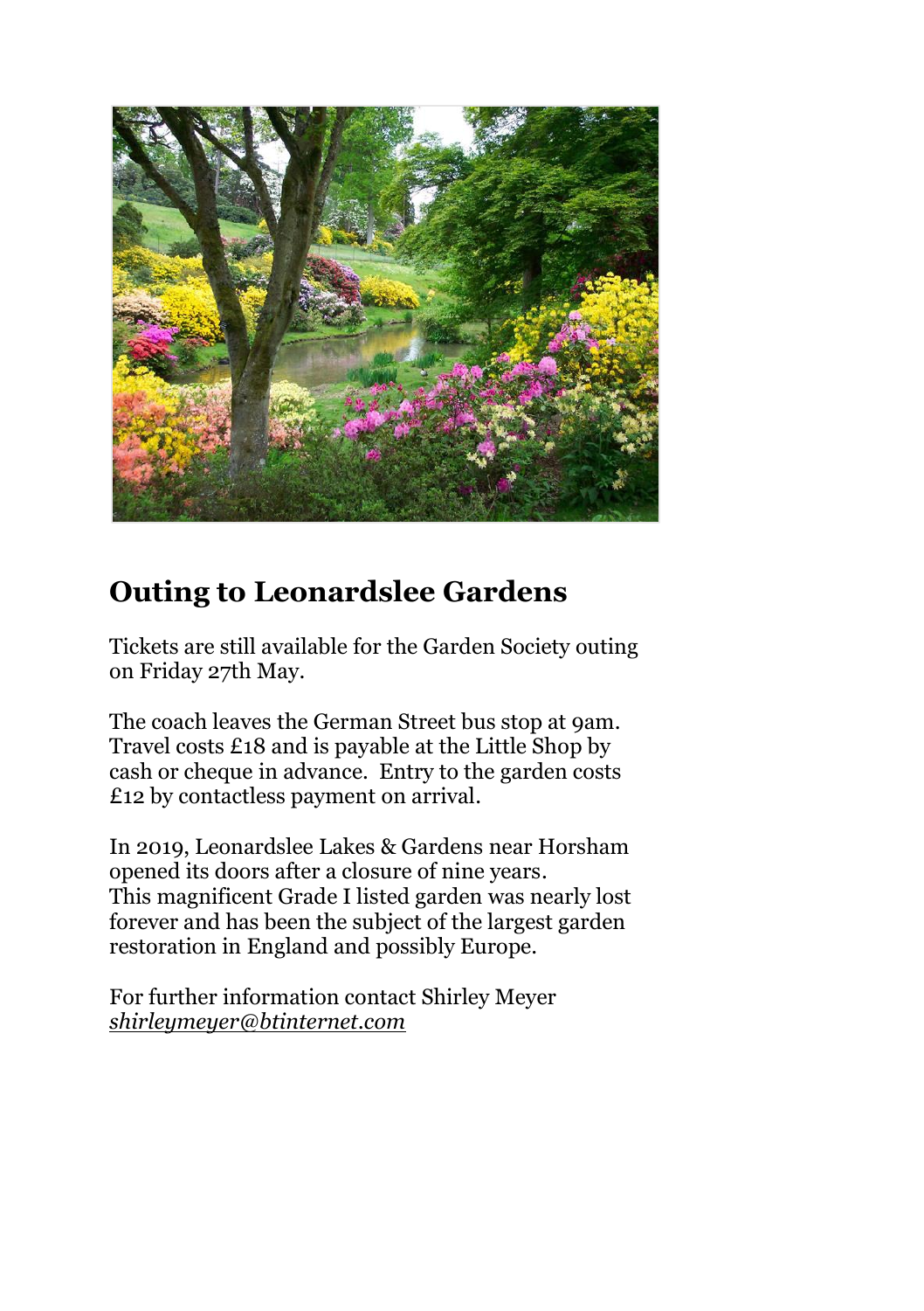## Outing to Leonardslee Gardens

Tickets are still available for the Garden Society outing on Friday 27th May.

The coach leaves the German Street bus stop at 9am. Travel costs £18 and is payable at the Little Shop by cash or cheque in advance. Entry to the garden costs £12 by contactless payment on arrival.

In 2019, Leonardslee Lakes & Gardens near Horsham opened its doors after a closure of nine years. This magnificent Grade I listed garden was nearly lost forever and has been the subject of the largest garden restoration in England and possibly Europe.

For further information contact Shirley Meyer
*shirleymeyer@btinternet.com*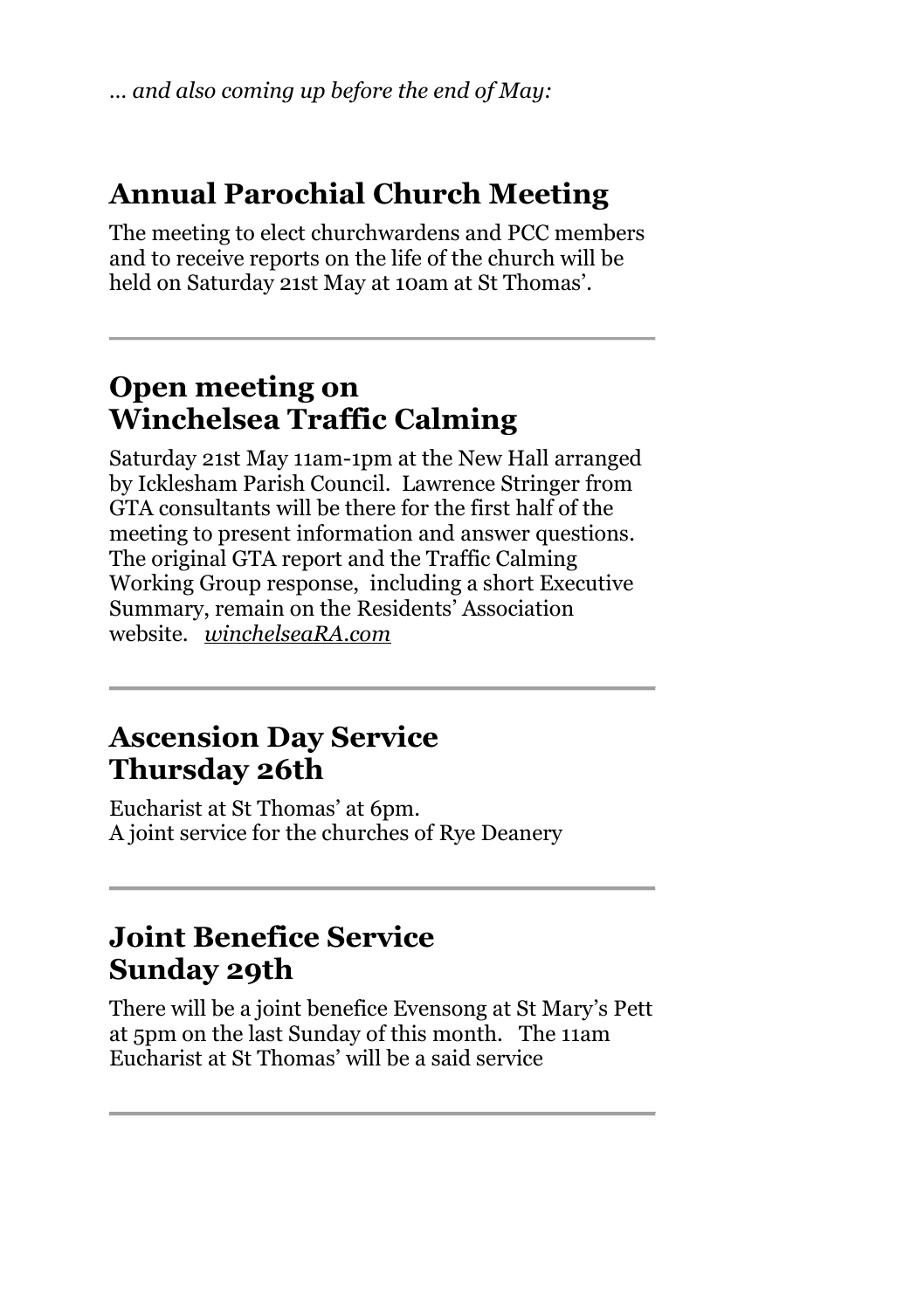*… and also coming up before the end of May:*

## Annual Parochial Church Meeting

The meeting to elect churchwardens and PCC members and to receive reports on the life of the church will be held on Saturday 21st May at 10am at St Thomas'.

---

## Open meeting on Winchelsea Traffic Calming

Saturday 21st May 11am-1pm at the New Hall arranged by Icklesham Parish Council. Lawrence Stringer from GTA consultants will be there for the first half of the meeting to present information and answer questions. The original GTA report and the Traffic Calming Working Group response, including a short Executive Summary, remain on the Residents' Association website. *winchelseaRA.com*

---

## Ascension Day Service Thursday 26th

Eucharist at St Thomas' at 6pm.
A joint service for the churches of Rye Deanery

---

## Joint Benefice Service Sunday 29th

There will be a joint benefice Evensong at St Mary's Pett at 5pm on the last Sunday of this month. The 11am Eucharist at St Thomas' will be a said service

---